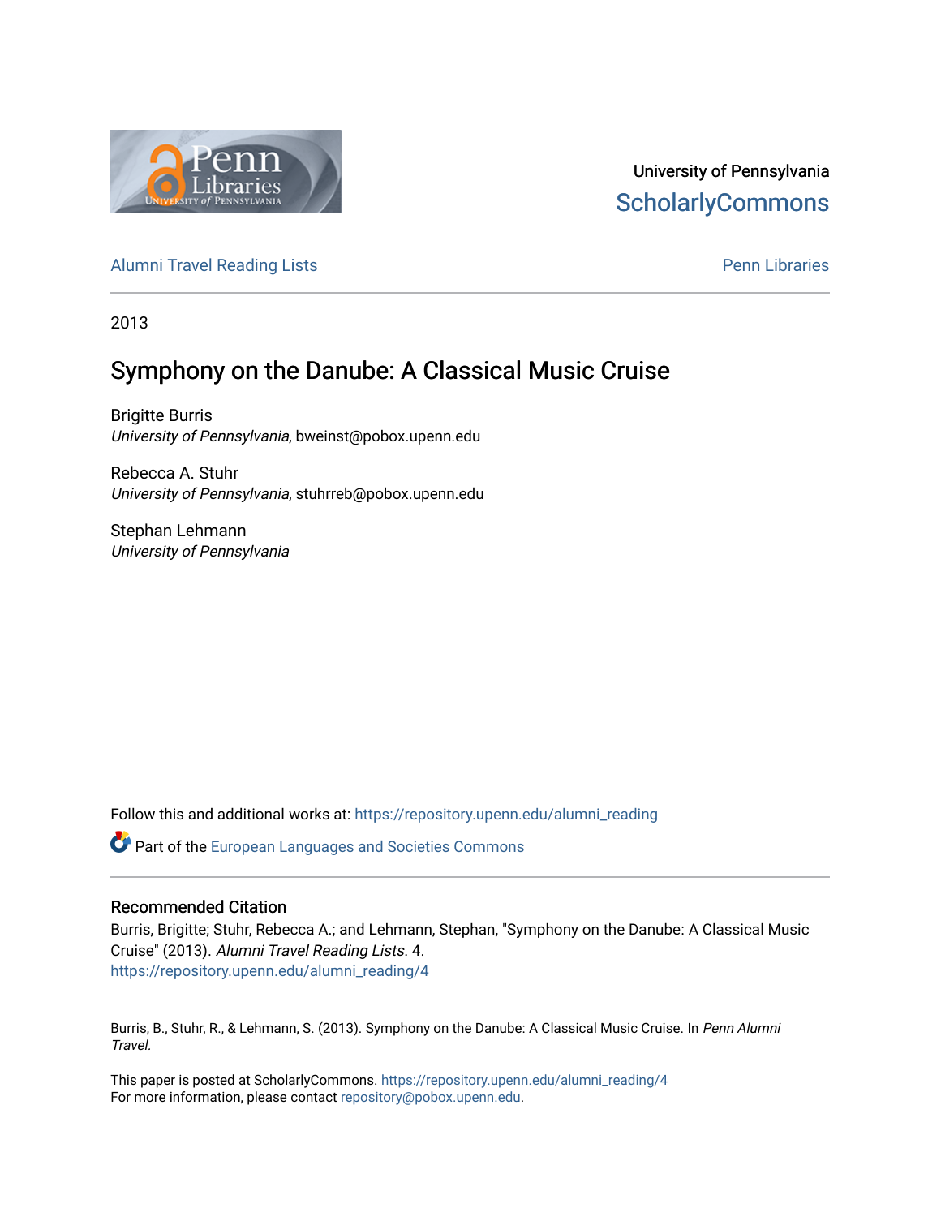University of Pennsylvania
ScholarlyCommons

Alumni Travel Reading Lists | Penn Libraries

2013

# Symphony on the Danube: A Classical Music Cruise

Brigitte Burris
*University of Pennsylvania*, bweinst@pobox.upenn.edu

Rebecca A. Stuhr
*University of Pennsylvania*, stuhrreb@pobox.upenn.edu

Stephan Lehmann
*University of Pennsylvania*

Follow this and additional works at: https://repository.upenn.edu/alumni_reading

Part of the European Languages and Societies Commons

## Recommended Citation

Burris, Brigitte; Stuhr, Rebecca A.; and Lehmann, Stephan, "Symphony on the Danube: A Classical Music Cruise" (2013). *Alumni Travel Reading Lists*. 4.
https://repository.upenn.edu/alumni_reading/4

Burris, B., Stuhr, R., & Lehmann, S. (2013). Symphony on the Danube: A Classical Music Cruise. In *Penn Alumni Travel.*

This paper is posted at ScholarlyCommons. https://repository.upenn.edu/alumni_reading/4
For more information, please contact repository@pobox.upenn.edu.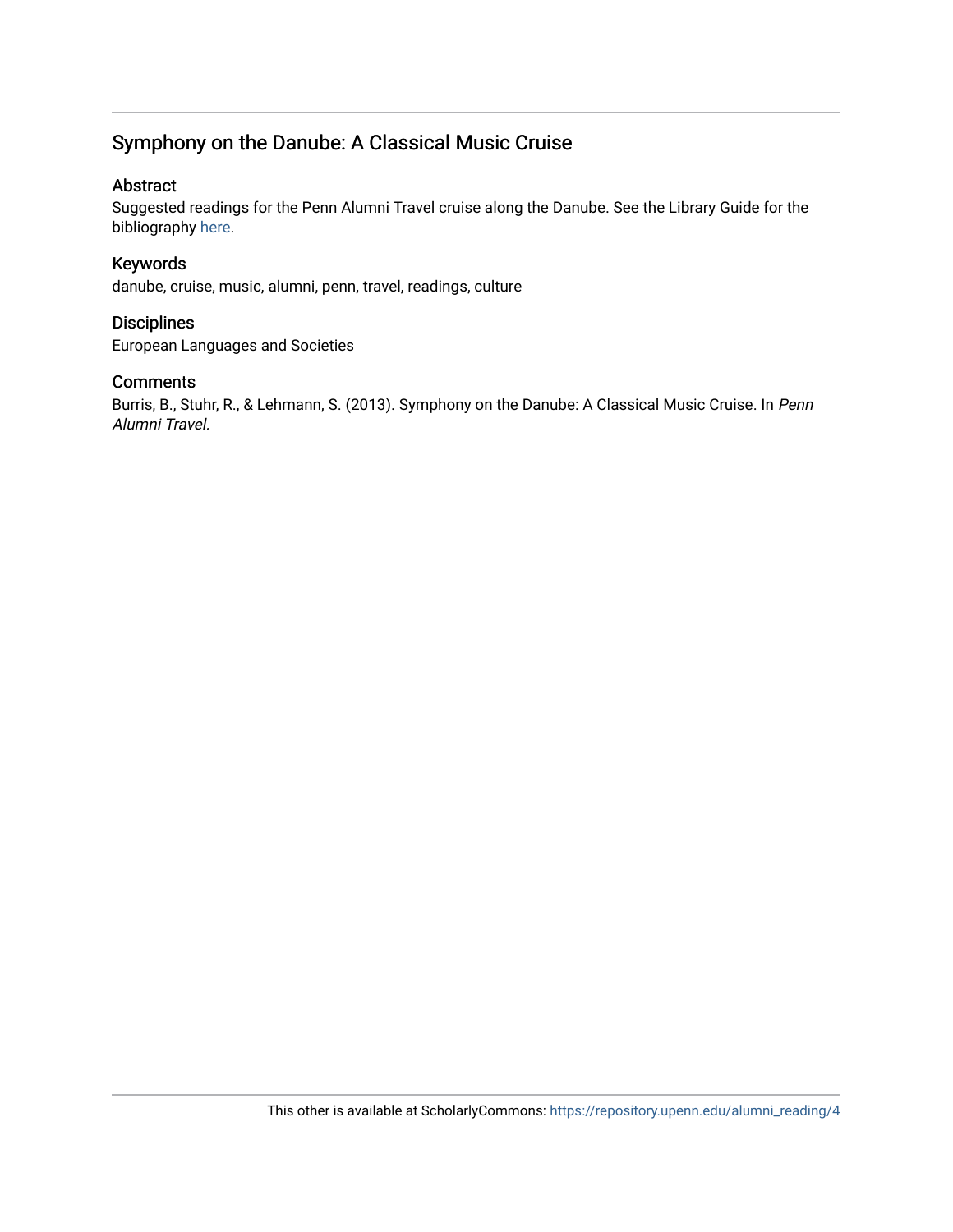## Symphony on the Danube: A Classical Music Cruise

### Abstract

Suggested readings for the Penn Alumni Travel cruise along the Danube. See the Library Guide for the bibliography here.

### Keywords

danube, cruise, music, alumni, penn, travel, readings, culture

### Disciplines

European Languages and Societies

### Comments

Burris, B., Stuhr, R., & Lehmann, S. (2013). Symphony on the Danube: A Classical Music Cruise. In *Penn Alumni Travel.*

This other is available at ScholarlyCommons: https://repository.upenn.edu/alumni_reading/4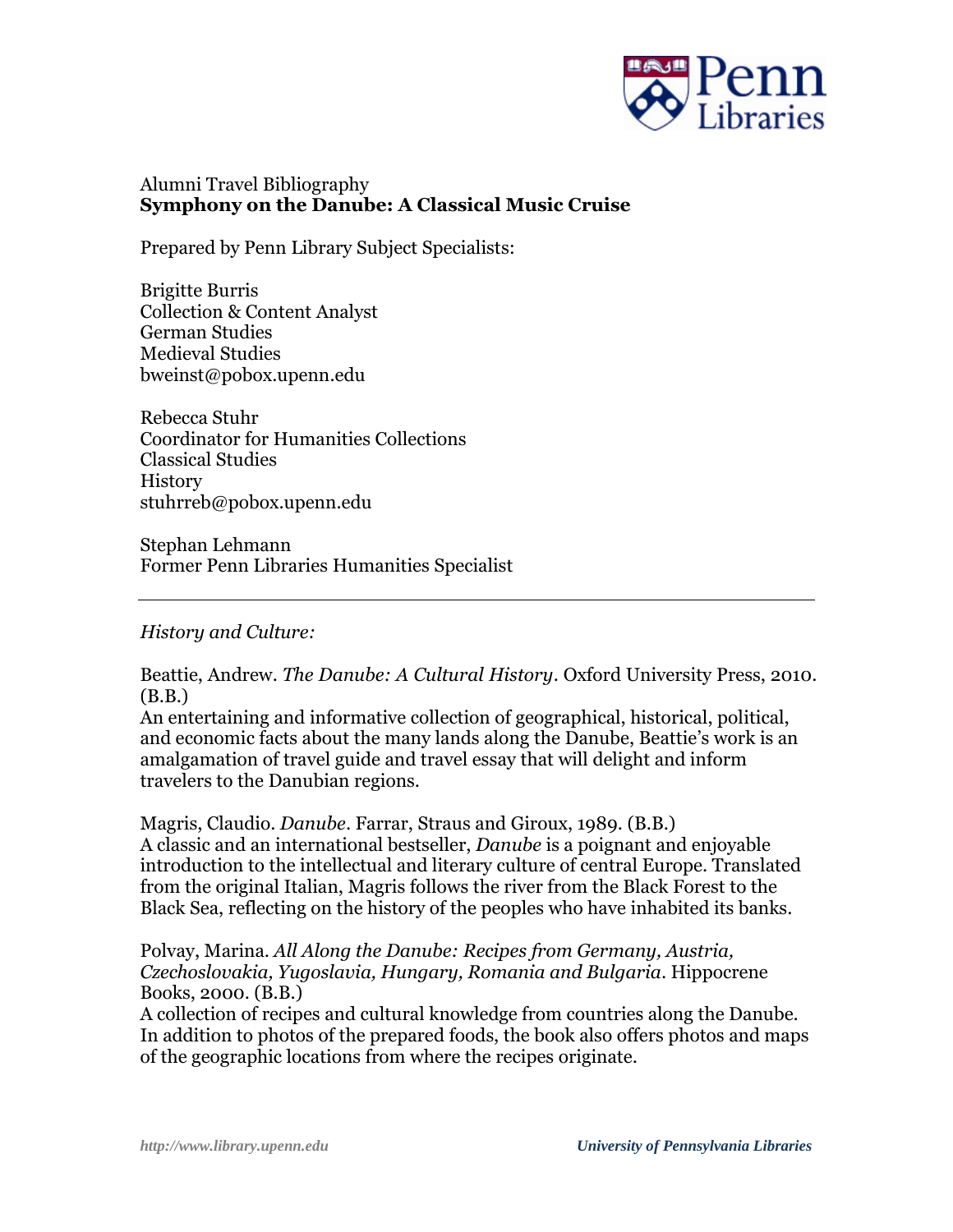Alumni Travel Bibliography
**Symphony on the Danube: A Classical Music Cruise**

Prepared by Penn Library Subject Specialists:

Brigitte Burris
Collection & Content Analyst
German Studies
Medieval Studies
bweinst@pobox.upenn.edu

Rebecca Stuhr
Coordinator for Humanities Collections
Classical Studies
History
stuhrreb@pobox.upenn.edu

Stephan Lehmann
Former Penn Libraries Humanities Specialist

---

*History and Culture:*

Beattie, Andrew. *The Danube: A Cultural History*. Oxford University Press, 2010. (B.B.)
An entertaining and informative collection of geographical, historical, political, and economic facts about the many lands along the Danube, Beattie's work is an amalgamation of travel guide and travel essay that will delight and inform travelers to the Danubian regions.

Magris, Claudio. *Danube*. Farrar, Straus and Giroux, 1989. (B.B.)
A classic and an international bestseller, *Danube* is a poignant and enjoyable introduction to the intellectual and literary culture of central Europe. Translated from the original Italian, Magris follows the river from the Black Forest to the Black Sea, reflecting on the history of the peoples who have inhabited its banks.

Polvay, Marina. *All Along the Danube: Recipes from Germany, Austria, Czechoslovakia, Yugoslavia, Hungary, Romania and Bulgaria*. Hippocrene Books, 2000. (B.B.)
A collection of recipes and cultural knowledge from countries along the Danube. In addition to photos of the prepared foods, the book also offers photos and maps of the geographic locations from where the recipes originate.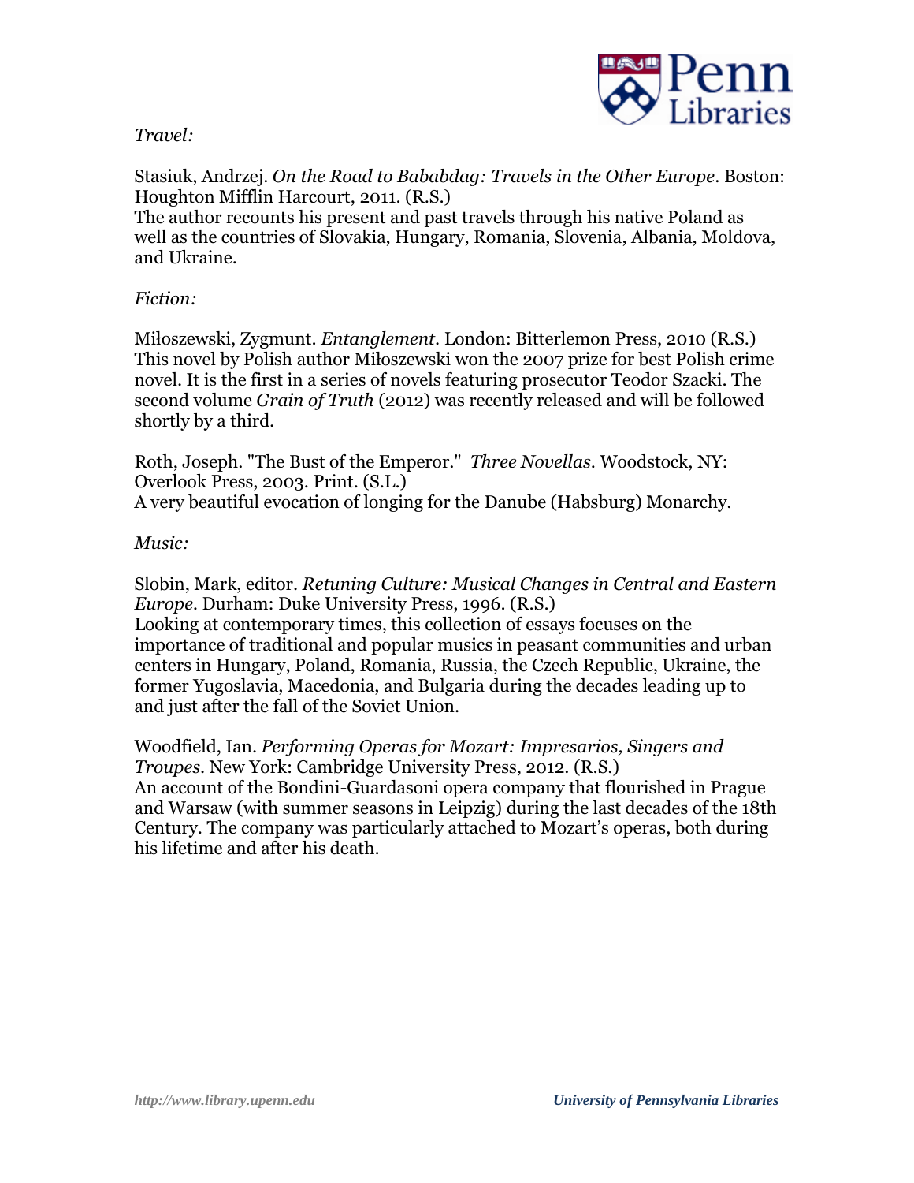*Travel:*

Stasiuk, Andrzej. *On the Road to Bababdag: Travels in the Other Europe*. Boston: Houghton Mifflin Harcourt, 2011. (R.S.)
The author recounts his present and past travels through his native Poland as well as the countries of Slovakia, Hungary, Romania, Slovenia, Albania, Moldova, and Ukraine.

*Fiction:*

Miłoszewski, Zygmunt. *Entanglement*. London: Bitterlemon Press, 2010 (R.S.)
This novel by Polish author Miłoszewski won the 2007 prize for best Polish crime novel. It is the first in a series of novels featuring prosecutor Teodor Szacki. The second volume *Grain of Truth* (2012) was recently released and will be followed shortly by a third.

Roth, Joseph. "The Bust of the Emperor." *Three Novellas*. Woodstock, NY: Overlook Press, 2003. Print. (S.L.)
A very beautiful evocation of longing for the Danube (Habsburg) Monarchy.

*Music:*

Slobin, Mark, editor. *Retuning Culture: Musical Changes in Central and Eastern Europe*. Durham: Duke University Press, 1996. (R.S.)
Looking at contemporary times, this collection of essays focuses on the importance of traditional and popular musics in peasant communities and urban centers in Hungary, Poland, Romania, Russia, the Czech Republic, Ukraine, the former Yugoslavia, Macedonia, and Bulgaria during the decades leading up to and just after the fall of the Soviet Union.

Woodfield, Ian. *Performing Operas for Mozart: Impresarios, Singers and Troupes*. New York: Cambridge University Press, 2012. (R.S.)
An account of the Bondini-Guardasoni opera company that flourished in Prague and Warsaw (with summer seasons in Leipzig) during the last decades of the 18th Century. The company was particularly attached to Mozart's operas, both during his lifetime and after his death.